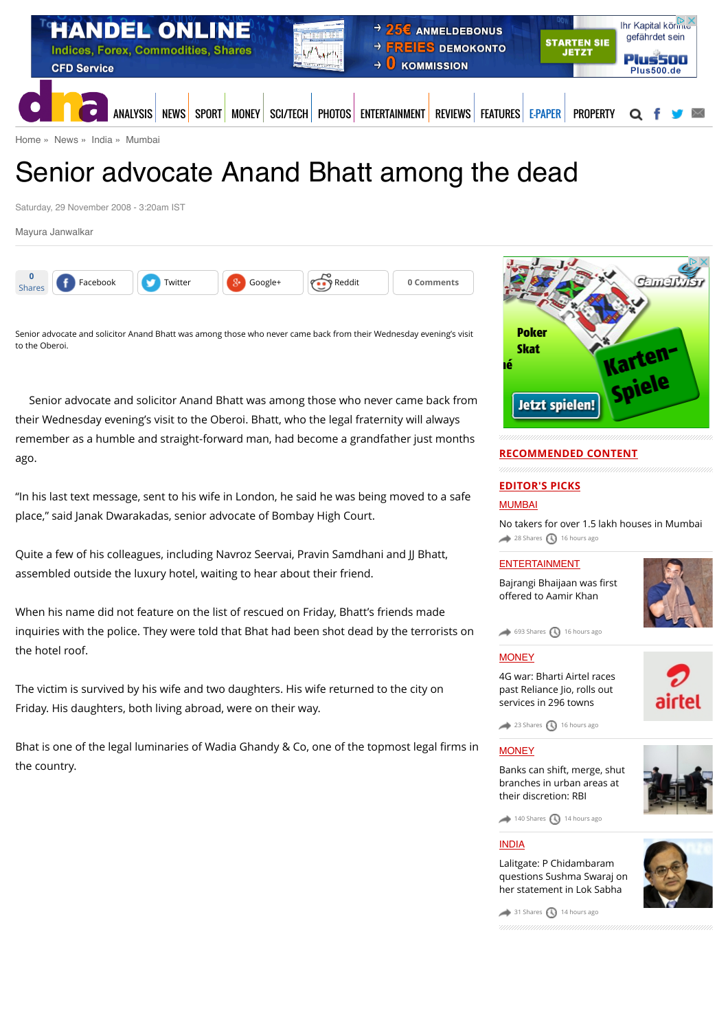Home » News » India » Mumbai

# Senior advocate Anand Bhatt among the dead

Saturday, 29 November 2008 - 3:20am IST

Mayura Janwalkar

Senior advocate and solicitor Anand Bhatt was among those who never came back from their Wednesday evening's visit to the Oberoi.

Senior advocate and solicitor Anand Bhatt was among those who never came back from their Wednesday evening's visit to the Oberoi. Bhatt, who the legal fraternity will always remember as a humble and straight-forward man, had become a grandfather just months ago.

"In his last text message, sent to his wife in London, he said he was being moved to a safe place," said Janak Dwarakadas, senior advocate of Bombay High Court.

Quite a few of his colleagues, including Navroz Seervai, Pravin Samdhani and JJ Bhatt, assembled outside the luxury hotel, waiting to hear about their friend.

When his name did not feature on the list of rescued on Friday, Bhatt's friends made inquiries with the police. They were told that Bhat had been shot dead by the terrorists on the hotel roof.

The victim is survived by his wife and two daughters. His wife returned to the city on Friday. His daughters, both living abroad, were on their way.

Bhat is one of the legal luminaries of Wadia Ghandy & Co, one of the topmost legal firms in the country.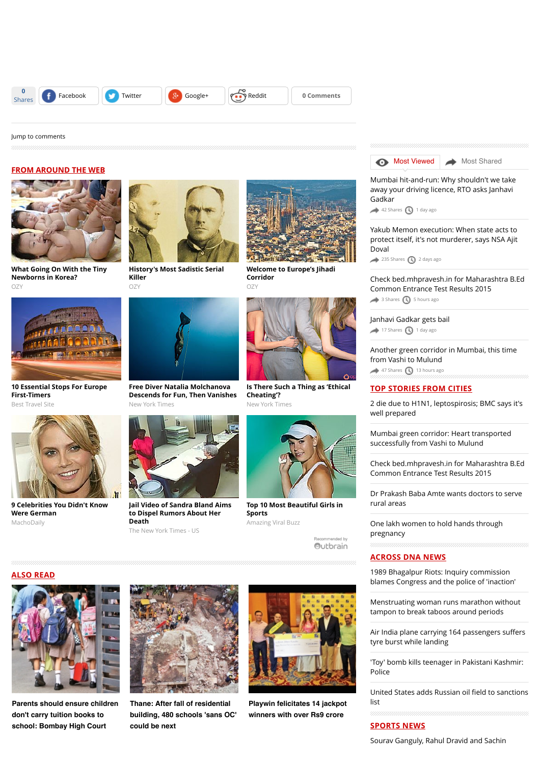0 Shares | Facebook | Twitter | Google+ | Reddit | 0 Comments

Jump to comments

## FROM AROUND THE WEB

**What Going On With the Tiny Newborns in Korea?**
OZY

**History's Most Sadistic Serial Killer**
OZY

**Welcome to Europe's Jihadi Corridor**
OZY

**10 Essential Stops For Europe First-Timers**
Best Travel Site

**Free Diver Natalia Molchanova Descends for Fun, Then Vanishes**
New York Times

**Is There Such a Thing as 'Ethical Cheating'?**
New York Times

**9 Celebrities You Didn't Know Were German**
MachoDaily

**Jail Video of Sandra Bland Aims to Dispel Rumors About Her Death**
The New York Times - US

**Top 10 Most Beautiful Girls in Sports**
Amazing Viral Buzz

Recommended by Outbrain

## ALSO READ

**Parents should ensure children don't carry tuition books to school: Bombay High Court**

**Thane: After fall of residential building, 480 schools 'sans OC' could be next**

**Playwin felicitates 14 jackpot winners with over Rs9 crore**

Most Viewed | Most Shared

Mumbai hit-and-run: Why shouldn't we take away your driving licence, RTO asks Janhavi Gadkar
42 Shares · 1 day ago

Yakub Memon execution: When state acts to protect itself, it's not murderer, says NSA Ajit Doval
235 Shares · 2 days ago

Check bed.mhpravesh.in for Maharashtra B.Ed Common Entrance Test Results 2015
3 Shares · 5 hours ago

Janhavi Gadkar gets bail
17 Shares · 1 day ago

Another green corridor in Mumbai, this time from Vashi to Mulund
47 Shares · 13 hours ago

## TOP STORIES FROM CITIES

2 die due to H1N1, leptospirosis; BMC says it's well prepared

Mumbai green corridor: Heart transported successfully from Vashi to Mulund

Check bed.mhpravesh.in for Maharashtra B.Ed Common Entrance Test Results 2015

Dr Prakash Baba Amte wants doctors to serve rural areas

One lakh women to hold hands through pregnancy

## ACROSS DNA NEWS

1989 Bhagalpur Riots: Inquiry commission blames Congress and the police of 'inaction'

Menstruating woman runs marathon without tampon to break taboos around periods

Air India plane carrying 164 passengers suffers tyre burst while landing

'Toy' bomb kills teenager in Pakistani Kashmir: Police

United States adds Russian oil field to sanctions list

## SPORTS NEWS

Sourav Ganguly, Rahul Dravid and Sachin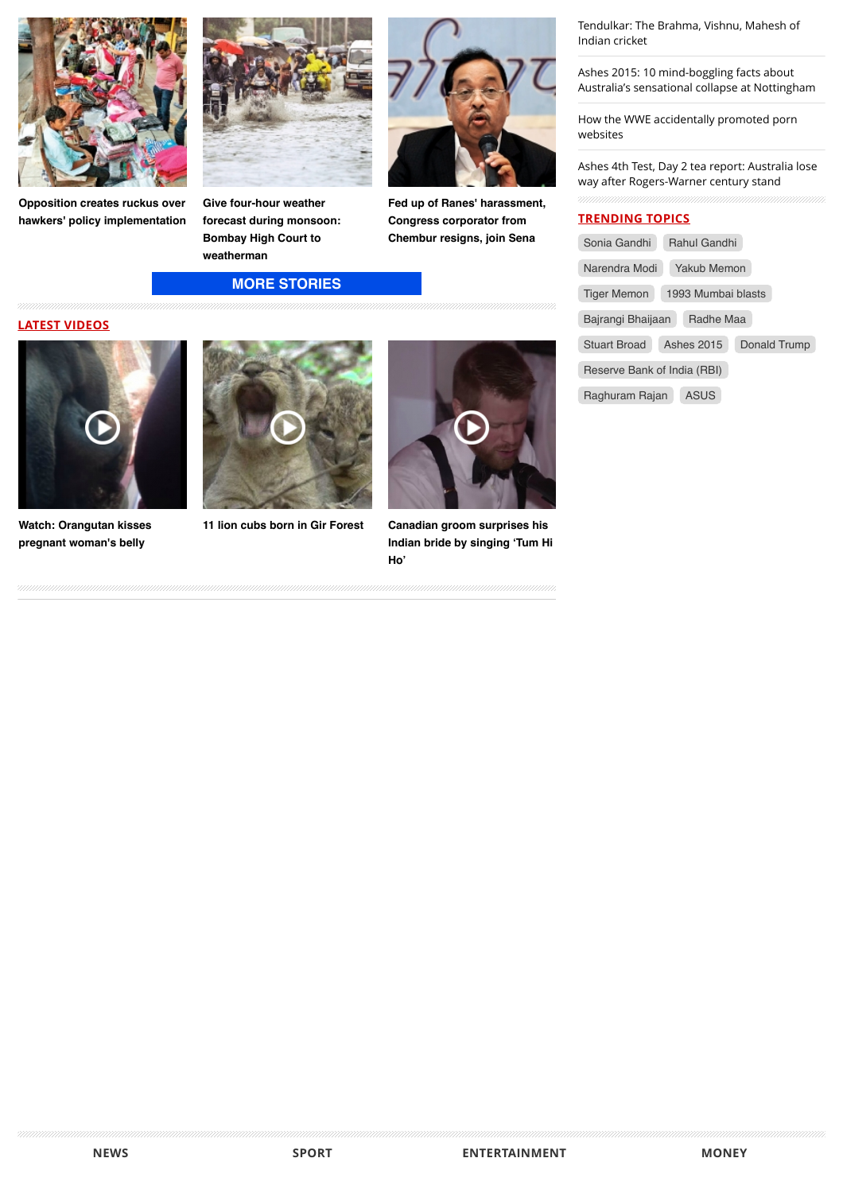**Opposition creates ruckus over hawkers' policy implementation**

**Give four-hour weather forecast during monsoon: Bombay High Court to weatherman**

**Fed up of Ranes' harassment, Congress corporator from Chembur resigns, join Sena**

**MORE STORIES**

## LATEST VIDEOS

**Watch: Orangutan kisses pregnant woman's belly**

**11 lion cubs born in Gir Forest**

**Canadian groom surprises his Indian bride by singing 'Tum Hi Ho'**

Tendulkar: The Brahma, Vishnu, Mahesh of Indian cricket

Ashes 2015: 10 mind-boggling facts about Australia's sensational collapse at Nottingham

How the WWE accidentally promoted porn websites

Ashes 4th Test, Day 2 tea report: Australia lose way after Rogers-Warner century stand

## TRENDING TOPICS

Sonia Gandhi | Rahul Gandhi | Narendra Modi | Yakub Memon | Tiger Memon | 1993 Mumbai blasts | Bajrangi Bhaijaan | Radhe Maa | Stuart Broad | Ashes 2015 | Donald Trump | Reserve Bank of India (RBI) | Raghuram Rajan | ASUS

NEWS | SPORT | ENTERTAINMENT | MONEY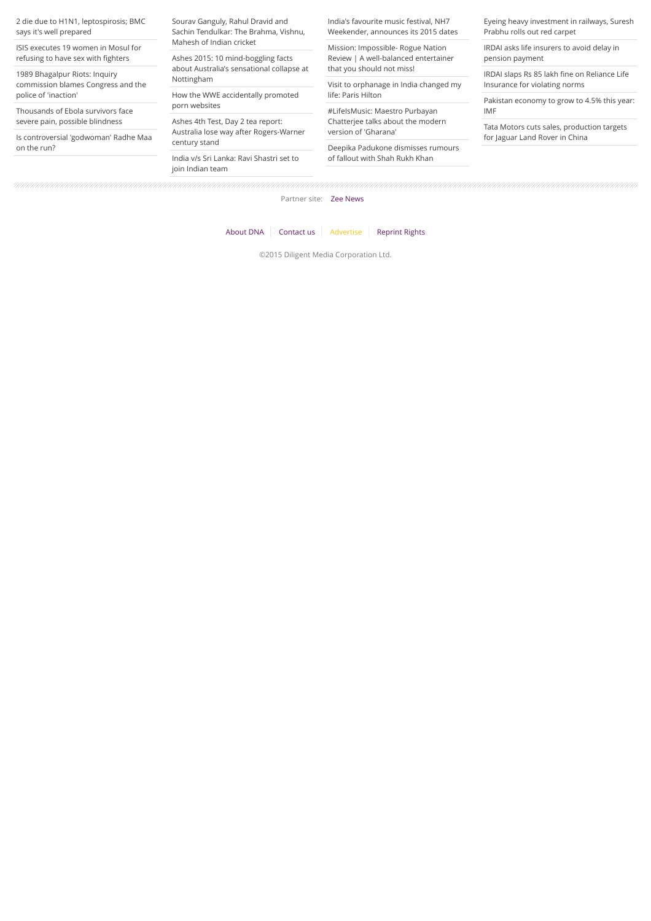- 2 die due to H1N1, leptospirosis; BMC says it's well prepared
- ISIS executes 19 women in Mosul for refusing to have sex with fighters
- 1989 Bhagalpur Riots: Inquiry commission blames Congress and the police of 'inaction'
- Thousands of Ebola survivors face severe pain, possible blindness
- Is controversial 'godwoman' Radhe Maa on the run?

- Sourav Ganguly, Rahul Dravid and Sachin Tendulkar: The Brahma, Vishnu, Mahesh of Indian cricket
- Ashes 2015: 10 mind-boggling facts about Australia's sensational collapse at Nottingham
- How the WWE accidentally promoted porn websites
- Ashes 4th Test, Day 2 tea report: Australia lose way after Rogers-Warner century stand
- India v/s Sri Lanka: Ravi Shastri set to join Indian team

- India's favourite music festival, NH7 Weekender, announces its 2015 dates
- Mission: Impossible- Rogue Nation Review | A well-balanced entertainer that you should not miss!
- Visit to orphanage in India changed my life: Paris Hilton
- #LifeIsMusic: Maestro Purbayan Chatterjee talks about the modern version of 'Gharana'
- Deepika Padukone dismisses rumours of fallout with Shah Rukh Khan

- Eyeing heavy investment in railways, Suresh Prabhu rolls out red carpet
- IRDAI asks life insurers to avoid delay in pension payment
- IRDAI slaps Rs 85 lakh fine on Reliance Life Insurance for violating norms
- Pakistan economy to grow to 4.5% this year: IMF
- Tata Motors cuts sales, production targets for Jaguar Land Rover in China

Partner site: Zee News

About DNA | Contact us | Advertise | Reprint Rights

©2015 Diligent Media Corporation Ltd.